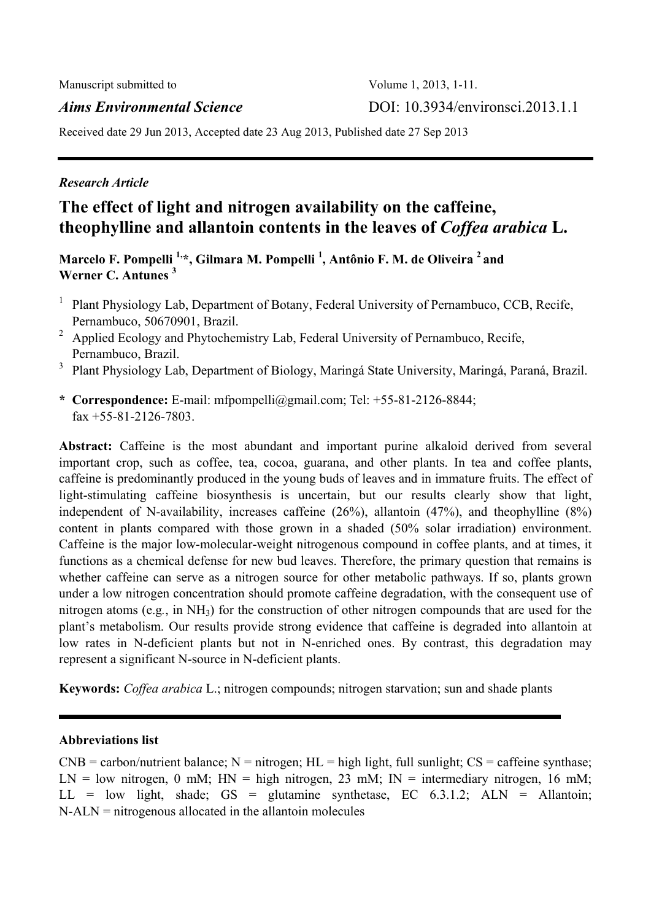Manuscript submitted to

*Aims Environmental Science*

Volume 1, 2013, 1-11.

DOI: 10.3934/environsci.2013.1.1

Received date 29 Jun 2013, Accepted date 23 Aug 2013, Published date 27 Sep 2013

---

*Research Article*

# The effect of light and nitrogen availability on the caffeine, theophylline and allantoin contents in the leaves of *Coffea arabica* L.

**Marcelo F. Pompelli [1,*], Gilmara M. Pompelli [1], Antônio F. M. de Oliveira [2] and Werner C. Antunes [3]**

1. Plant Physiology Lab, Department of Botany, Federal University of Pernambuco, CCB, Recife, Pernambuco, 50670901, Brazil.
2. Applied Ecology and Phytochemistry Lab, Federal University of Pernambuco, Recife, Pernambuco, Brazil.
3. Plant Physiology Lab, Department of Biology, Maringá State University, Maringá, Paraná, Brazil.

**\* Correspondence:** E-mail: mfpompelli@gmail.com; Tel: +55-81-2126-8844; fax +55-81-2126-7803.

**Abstract:** Caffeine is the most abundant and important purine alkaloid derived from several important crop, such as coffee, tea, cocoa, guarana, and other plants. In tea and coffee plants, caffeine is predominantly produced in the young buds of leaves and in immature fruits. The effect of light-stimulating caffeine biosynthesis is uncertain, but our results clearly show that light, independent of N-availability, increases caffeine (26%), allantoin (47%), and theophylline (8%) content in plants compared with those grown in a shaded (50% solar irradiation) environment. Caffeine is the major low-molecular-weight nitrogenous compound in coffee plants, and at times, it functions as a chemical defense for new bud leaves. Therefore, the primary question that remains is whether caffeine can serve as a nitrogen source for other metabolic pathways. If so, plants grown under a low nitrogen concentration should promote caffeine degradation, with the consequent use of nitrogen atoms (e.g., in $NH_3$) for the construction of other nitrogen compounds that are used for the plant's metabolism. Our results provide strong evidence that caffeine is degraded into allantoin at low rates in N-deficient plants but not in N-enriched ones. By contrast, this degradation may represent a significant N-source in N-deficient plants.

**Keywords:** *Coffea arabica* L.; nitrogen compounds; nitrogen starvation; sun and shade plants

---

**Abbreviations list**

CNB = carbon/nutrient balance; N = nitrogen; HL = high light, full sunlight; CS = caffeine synthase; LN = low nitrogen, 0 mM; HN = high nitrogen, 23 mM; IN = intermediary nitrogen, 16 mM; LL = low light, shade; GS = glutamine synthetase, EC 6.3.1.2; ALN = Allantoin; N-ALN = nitrogenous allocated in the allantoin molecules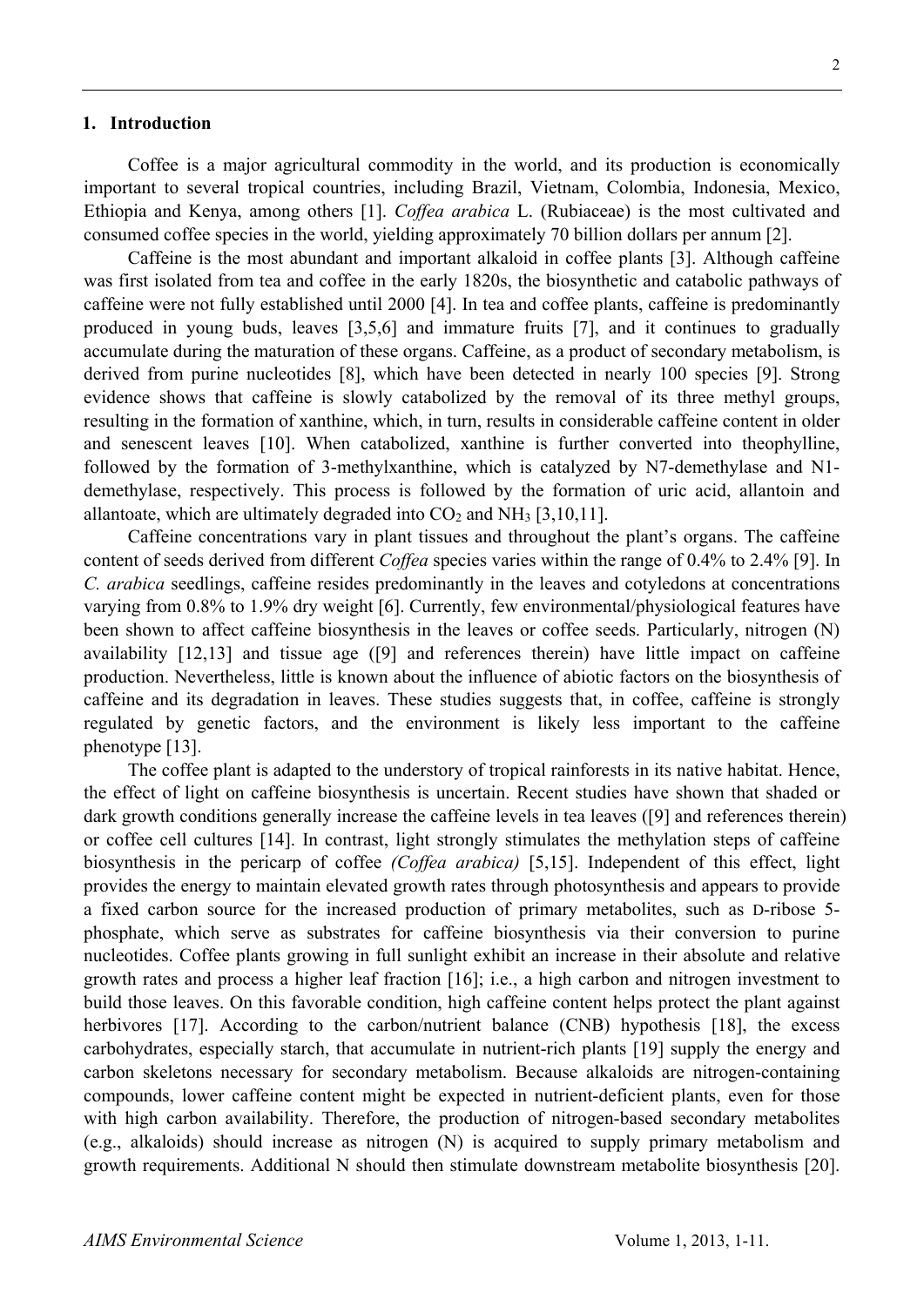## 1. Introduction

Coffee is a major agricultural commodity in the world, and its production is economically important to several tropical countries, including Brazil, Vietnam, Colombia, Indonesia, Mexico, Ethiopia and Kenya, among others [1]. *Coffea arabica* L. (Rubiaceae) is the most cultivated and consumed coffee species in the world, yielding approximately 70 billion dollars per annum [2].

Caffeine is the most abundant and important alkaloid in coffee plants [3]. Although caffeine was first isolated from tea and coffee in the early 1820s, the biosynthetic and catabolic pathways of caffeine were not fully established until 2000 [4]. In tea and coffee plants, caffeine is predominantly produced in young buds, leaves [3,5,6] and immature fruits [7], and it continues to gradually accumulate during the maturation of these organs. Caffeine, as a product of secondary metabolism, is derived from purine nucleotides [8], which have been detected in nearly 100 species [9]. Strong evidence shows that caffeine is slowly catabolized by the removal of its three methyl groups, resulting in the formation of xanthine, which, in turn, results in considerable caffeine content in older and senescent leaves [10]. When catabolized, xanthine is further converted into theophylline, followed by the formation of 3-methylxanthine, which is catalyzed by N7-demethylase and N1-demethylase, respectively. This process is followed by the formation of uric acid, allantoin and allantoate, which are ultimately degraded into $CO_2$ and $NH_3$ [3,10,11].

Caffeine concentrations vary in plant tissues and throughout the plant's organs. The caffeine content of seeds derived from different *Coffea* species varies within the range of 0.4% to 2.4% [9]. In *C. arabica* seedlings, caffeine resides predominantly in the leaves and cotyledons at concentrations varying from 0.8% to 1.9% dry weight [6]. Currently, few environmental/physiological features have been shown to affect caffeine biosynthesis in the leaves or coffee seeds. Particularly, nitrogen (N) availability [12,13] and tissue age ([9] and references therein) have little impact on caffeine production. Nevertheless, little is known about the influence of abiotic factors on the biosynthesis of caffeine and its degradation in leaves. These studies suggests that, in coffee, caffeine is strongly regulated by genetic factors, and the environment is likely less important to the caffeine phenotype [13].

The coffee plant is adapted to the understory of tropical rainforests in its native habitat. Hence, the effect of light on caffeine biosynthesis is uncertain. Recent studies have shown that shaded or dark growth conditions generally increase the caffeine levels in tea leaves ([9] and references therein) or coffee cell cultures [14]. In contrast, light strongly stimulates the methylation steps of caffeine biosynthesis in the pericarp of coffee *(Coffea arabica)* [5,15]. Independent of this effect, light provides the energy to maintain elevated growth rates through photosynthesis and appears to provide a fixed carbon source for the increased production of primary metabolites, such as D-ribose 5-phosphate, which serve as substrates for caffeine biosynthesis via their conversion to purine nucleotides. Coffee plants growing in full sunlight exhibit an increase in their absolute and relative growth rates and process a higher leaf fraction [16]; i.e., a high carbon and nitrogen investment to build those leaves. On this favorable condition, high caffeine content helps protect the plant against herbivores [17]. According to the carbon/nutrient balance (CNB) hypothesis [18], the excess carbohydrates, especially starch, that accumulate in nutrient-rich plants [19] supply the energy and carbon skeletons necessary for secondary metabolism. Because alkaloids are nitrogen-containing compounds, lower caffeine content might be expected in nutrient-deficient plants, even for those with high carbon availability. Therefore, the production of nitrogen-based secondary metabolites (e.g., alkaloids) should increase as nitrogen (N) is acquired to supply primary metabolism and growth requirements. Additional N should then stimulate downstream metabolite biosynthesis [20].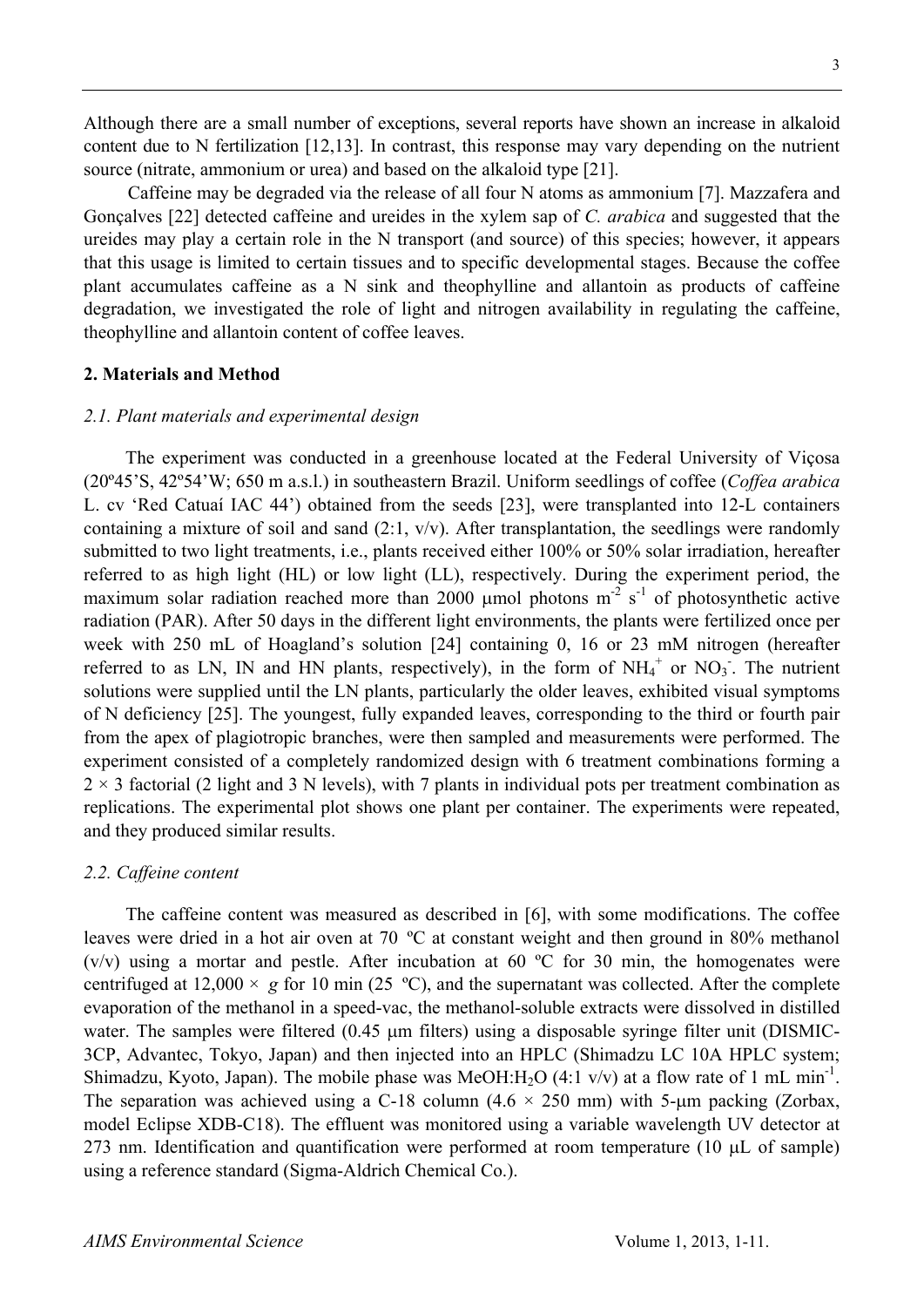Although there are a small number of exceptions, several reports have shown an increase in alkaloid content due to N fertilization [12,13]. In contrast, this response may vary depending on the nutrient source (nitrate, ammonium or urea) and based on the alkaloid type [21].

Caffeine may be degraded via the release of all four N atoms as ammonium [7]. Mazzafera and Gonçalves [22] detected caffeine and ureides in the xylem sap of *C. arabica* and suggested that the ureides may play a certain role in the N transport (and source) of this species; however, it appears that this usage is limited to certain tissues and to specific developmental stages. Because the coffee plant accumulates caffeine as a N sink and theophylline and allantoin as products of caffeine degradation, we investigated the role of light and nitrogen availability in regulating the caffeine, theophylline and allantoin content of coffee leaves.

## 2. Materials and Method

### *2.1. Plant materials and experimental design*

The experiment was conducted in a greenhouse located at the Federal University of Viçosa (20º45'S, 42º54'W; 650 m a.s.l.) in southeastern Brazil. Uniform seedlings of coffee (*Coffea arabica* L. cv 'Red Catuaí IAC 44') obtained from the seeds [23], were transplanted into 12-L containers containing a mixture of soil and sand (2:1, v/v). After transplantation, the seedlings were randomly submitted to two light treatments, i.e., plants received either 100% or 50% solar irradiation, hereafter referred to as high light (HL) or low light (LL), respectively. During the experiment period, the maximum solar radiation reached more than 2000 μmol photons $m^{-2}$ $s^{-1}$ of photosynthetic active radiation (PAR). After 50 days in the different light environments, the plants were fertilized once per week with 250 mL of Hoagland's solution [24] containing 0, 16 or 23 mM nitrogen (hereafter referred to as LN, IN and HN plants, respectively), in the form of $NH_4^+$ or $NO_3^-$. The nutrient solutions were supplied until the LN plants, particularly the older leaves, exhibited visual symptoms of N deficiency [25]. The youngest, fully expanded leaves, corresponding to the third or fourth pair from the apex of plagiotropic branches, were then sampled and measurements were performed. The experiment consisted of a completely randomized design with 6 treatment combinations forming a $2 \times 3$ factorial (2 light and 3 N levels), with 7 plants in individual pots per treatment combination as replications. The experimental plot shows one plant per container. The experiments were repeated, and they produced similar results.

### *2.2. Caffeine content*

The caffeine content was measured as described in [6], with some modifications. The coffee leaves were dried in a hot air oven at 70 ºC at constant weight and then ground in 80% methanol (v/v) using a mortar and pestle. After incubation at 60 ºC for 30 min, the homogenates were centrifuged at 12,000 × *g* for 10 min (25 ºC), and the supernatant was collected. After the complete evaporation of the methanol in a speed-vac, the methanol-soluble extracts were dissolved in distilled water. The samples were filtered (0.45 μm filters) using a disposable syringe filter unit (DISMIC-3CP, Advantec, Tokyo, Japan) and then injected into an HPLC (Shimadzu LC 10A HPLC system; Shimadzu, Kyoto, Japan). The mobile phase was MeOH:$H_2O$ (4:1 v/v) at a flow rate of 1 mL $min^{-1}$. The separation was achieved using a C-18 column (4.6 × 250 mm) with 5-μm packing (Zorbax, model Eclipse XDB-C18). The effluent was monitored using a variable wavelength UV detector at 273 nm. Identification and quantification were performed at room temperature (10 μL of sample) using a reference standard (Sigma-Aldrich Chemical Co.).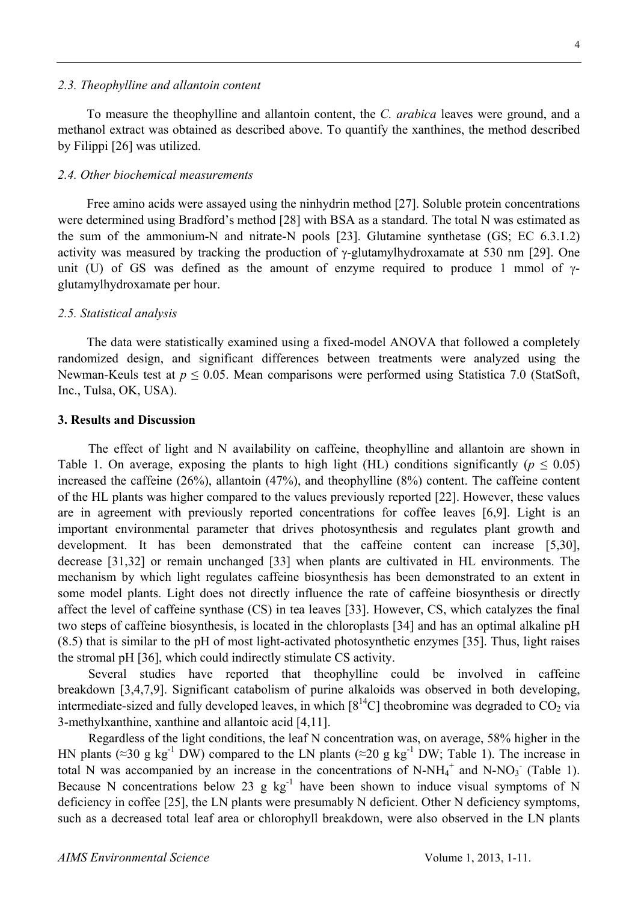### 2.3. Theophylline and allantoin content

To measure the theophylline and allantoin content, the *C. arabica* leaves were ground, and a methanol extract was obtained as described above. To quantify the xanthines, the method described by Filippi [26] was utilized.

### 2.4. Other biochemical measurements

Free amino acids were assayed using the ninhydrin method [27]. Soluble protein concentrations were determined using Bradford's method [28] with BSA as a standard. The total N was estimated as the sum of the ammonium-N and nitrate-N pools [23]. Glutamine synthetase (GS; EC 6.3.1.2) activity was measured by tracking the production of γ-glutamylhydroxamate at 530 nm [29]. One unit (U) of GS was defined as the amount of enzyme required to produce 1 mmol of γ-glutamylhydroxamate per hour.

### 2.5. Statistical analysis

The data were statistically examined using a fixed-model ANOVA that followed a completely randomized design, and significant differences between treatments were analyzed using the Newman-Keuls test at $p \leq 0.05$. Mean comparisons were performed using Statistica 7.0 (StatSoft, Inc., Tulsa, OK, USA).

## 3. Results and Discussion

The effect of light and N availability on caffeine, theophylline and allantoin are shown in Table 1. On average, exposing the plants to high light (HL) conditions significantly ($p \leq 0.05$) increased the caffeine (26%), allantoin (47%), and theophylline (8%) content. The caffeine content of the HL plants was higher compared to the values previously reported [22]. However, these values are in agreement with previously reported concentrations for coffee leaves [6,9]. Light is an important environmental parameter that drives photosynthesis and regulates plant growth and development. It has been demonstrated that the caffeine content can increase [5,30], decrease [31,32] or remain unchanged [33] when plants are cultivated in HL environments. The mechanism by which light regulates caffeine biosynthesis has been demonstrated to an extent in some model plants. Light does not directly influence the rate of caffeine biosynthesis or directly affect the level of caffeine synthase (CS) in tea leaves [33]. However, CS, which catalyzes the final two steps of caffeine biosynthesis, is located in the chloroplasts [34] and has an optimal alkaline pH (8.5) that is similar to the pH of most light-activated photosynthetic enzymes [35]. Thus, light raises the stromal pH [36], which could indirectly stimulate CS activity.

Several studies have reported that theophylline could be involved in caffeine breakdown [3,4,7,9]. Significant catabolism of purine alkaloids was observed in both developing, intermediate-sized and fully developed leaves, in which [$8^{14}$C] theobromine was degraded to $CO_2$ via 3-methylxanthine, xanthine and allantoic acid [4,11].

Regardless of the light conditions, the leaf N concentration was, on average, 58% higher in the HN plants (≈30 g $kg^{-1}$ DW) compared to the LN plants (≈20 g $kg^{-1}$ DW; Table 1). The increase in total N was accompanied by an increase in the concentrations of N-$NH_4^+$ and N-$NO_3^-$ (Table 1). Because N concentrations below 23 g $kg^{-1}$ have been shown to induce visual symptoms of N deficiency in coffee [25], the LN plants were presumably N deficient. Other N deficiency symptoms, such as a decreased total leaf area or chlorophyll breakdown, were also observed in the LN plants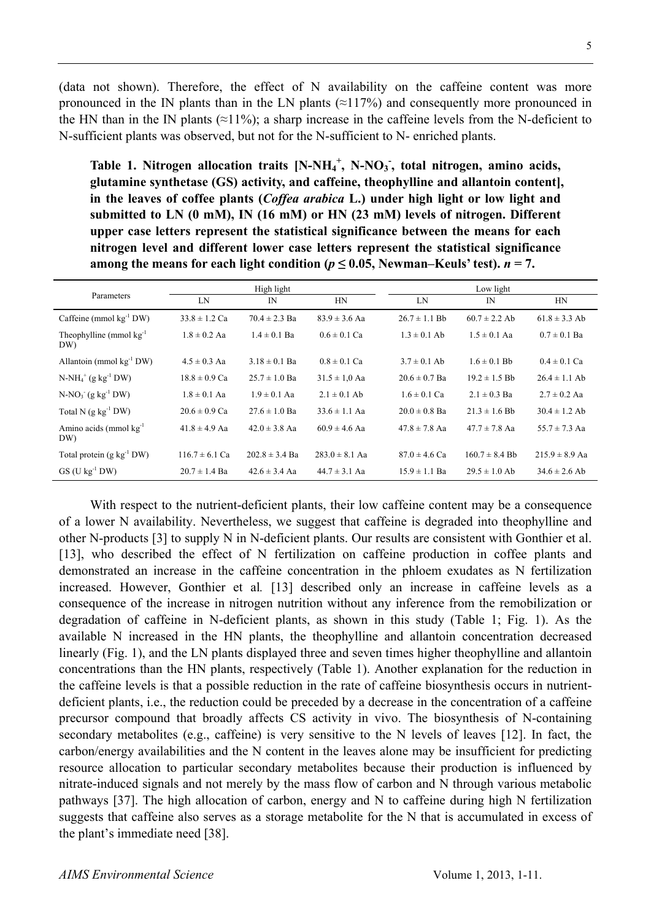(data not shown). Therefore, the effect of N availability on the caffeine content was more pronounced in the IN plants than in the LN plants (≈117%) and consequently more pronounced in the HN than in the IN plants (≈11%); a sharp increase in the caffeine levels from the N-deficient to N-sufficient plants was observed, but not for the N-sufficient to N- enriched plants.

**Table 1. Nitrogen allocation traits [N-$NH_4^+$, N-$NO_3^-$, total nitrogen, amino acids, glutamine synthetase (GS) activity, and caffeine, theophylline and allantoin content], in the leaves of coffee plants (*Coffea arabica* L.) under high light or low light and submitted to LN (0 mM), IN (16 mM) or HN (23 mM) levels of nitrogen. Different upper case letters represent the statistical significance between the means for each nitrogen level and different lower case letters represent the statistical significance among the means for each light condition ($p \leq 0.05$, Newman–Keuls' test). $n = 7$.**

| Parameters | High light | | | Low light | | |
|---|---|---|---|---|---|---|
| | LN | IN | HN | LN | IN | HN |
| Caffeine (mmol $kg^{-1}$ DW) | 33.8 ± 1.2 Ca | 70.4 ± 2.3 Ba | 83.9 ± 3.6 Aa | 26.7 ± 1.1 Bb | 60.7 ± 2.2 Ab | 61.8 ± 3.3 Ab |
| Theophylline (mmol $kg^{-1}$ DW) | 1.8 ± 0.2 Aa | 1.4 ± 0.1 Ba | 0.6 ± 0.1 Ca | 1.3 ± 0.1 Ab | 1.5 ± 0.1 Aa | 0.7 ± 0.1 Ba |
| Allantoin (mmol $kg^{-1}$ DW) | 4.5 ± 0.3 Aa | 3.18 ± 0.1 Ba | 0.8 ± 0.1 Ca | 3.7 ± 0.1 Ab | 1.6 ± 0.1 Bb | 0.4 ± 0.1 Ca |
| N-$NH_4^+$ (g $kg^{-1}$ DW) | 18.8 ± 0.9 Ca | 25.7 ± 1.0 Ba | 31.5 ± 1,0 Aa | 20.6 ± 0.7 Ba | 19.2 ± 1.5 Bb | 26.4 ± 1.1 Ab |
| N-$NO_3^-$ (g $kg^{-1}$ DW) | 1.8 ± 0.1 Aa | 1.9 ± 0.1 Aa | 2.1 ± 0.1 Ab | 1.6 ± 0.1 Ca | 2.1 ± 0.3 Ba | 2.7 ± 0.2 Aa |
| Total N (g $kg^{-1}$ DW) | 20.6 ± 0.9 Ca | 27.6 ± 1.0 Ba | 33.6 ± 1.1 Aa | 20.0 ± 0.8 Ba | 21.3 ± 1.6 Bb | 30.4 ± 1.2 Ab |
| Amino acids (mmol $kg^{-1}$ DW) | 41.8 ± 4.9 Aa | 42.0 ± 3.8 Aa | 60.9 ± 4.6 Aa | 47.8 ± 7.8 Aa | 47.7 ± 7.8 Aa | 55.7 ± 7.3 Aa |
| Total protein (g $kg^{-1}$ DW) | 116.7 ± 6.1 Ca | 202.8 ± 3.4 Ba | 283.0 ± 8.1 Aa | 87.0 ± 4.6 Ca | 160.7 ± 8.4 Bb | 215.9 ± 8.9 Aa |
| GS (U $kg^{-1}$ DW) | 20.7 ± 1.4 Ba | 42.6 ± 3.4 Aa | 44.7 ± 3.1 Aa | 15.9 ± 1.1 Ba | 29.5 ± 1.0 Ab | 34.6 ± 2.6 Ab |

With respect to the nutrient-deficient plants, their low caffeine content may be a consequence of a lower N availability. Nevertheless, we suggest that caffeine is degraded into theophylline and other N-products [3] to supply N in N-deficient plants. Our results are consistent with Gonthier et al. [13], who described the effect of N fertilization on caffeine production in coffee plants and demonstrated an increase in the caffeine concentration in the phloem exudates as N fertilization increased. However, Gonthier et al. [13] described only an increase in caffeine levels as a consequence of the increase in nitrogen nutrition without any inference from the remobilization or degradation of caffeine in N-deficient plants, as shown in this study (Table 1; Fig. 1). As the available N increased in the HN plants, the theophylline and allantoin concentration decreased linearly (Fig. 1), and the LN plants displayed three and seven times higher theophylline and allantoin concentrations than the HN plants, respectively (Table 1). Another explanation for the reduction in the caffeine levels is that a possible reduction in the rate of caffeine biosynthesis occurs in nutrient-deficient plants, i.e., the reduction could be preceded by a decrease in the concentration of a caffeine precursor compound that broadly affects CS activity in vivo. The biosynthesis of N-containing secondary metabolites (e.g., caffeine) is very sensitive to the N levels of leaves [12]. In fact, the carbon/energy availabilities and the N content in the leaves alone may be insufficient for predicting resource allocation to particular secondary metabolites because their production is influenced by nitrate-induced signals and not merely by the mass flow of carbon and N through various metabolic pathways [37]. The high allocation of carbon, energy and N to caffeine during high N fertilization suggests that caffeine also serves as a storage metabolite for the N that is accumulated in excess of the plant's immediate need [38].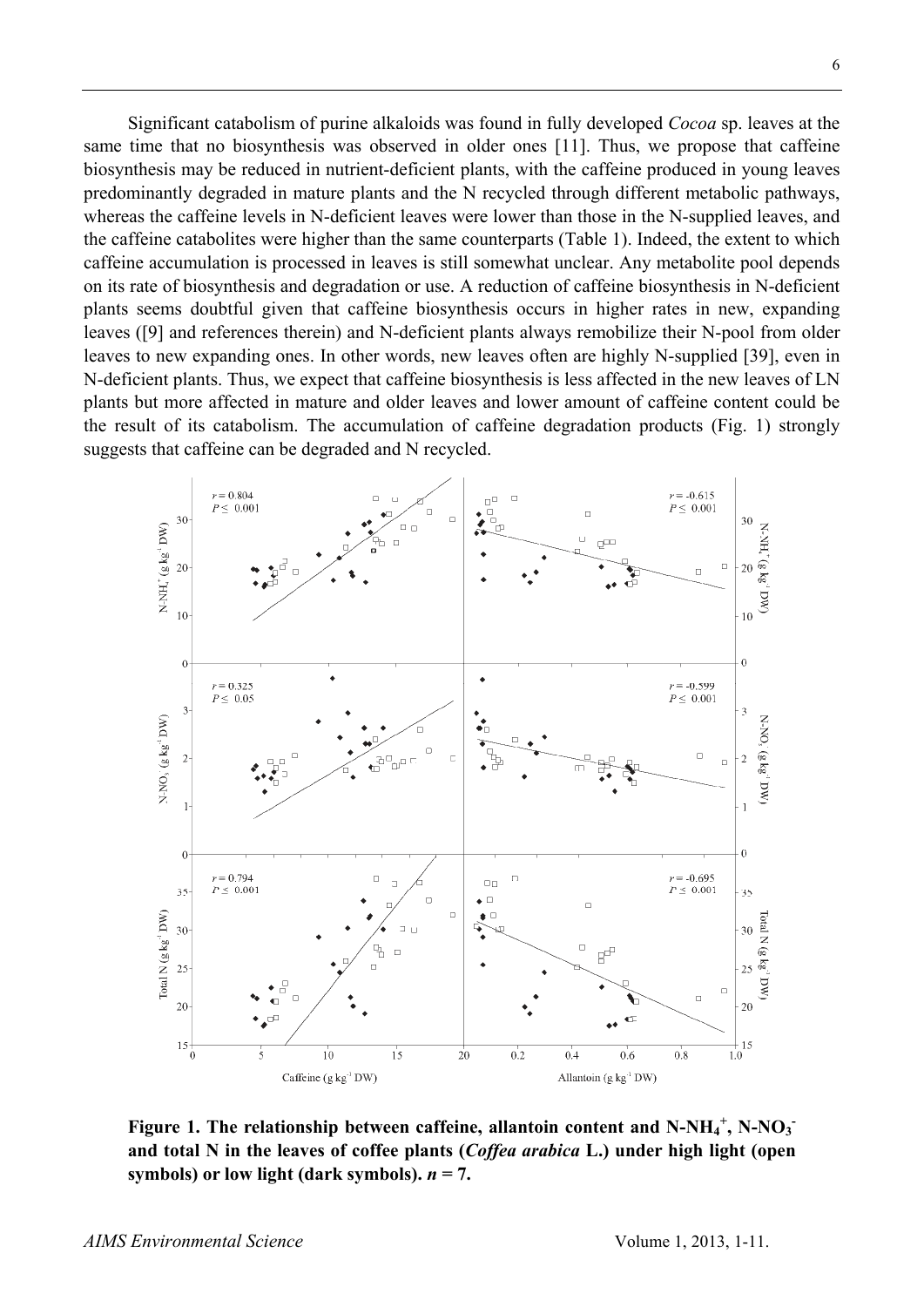Significant catabolism of purine alkaloids was found in fully developed *Cocoa* sp. leaves at the same time that no biosynthesis was observed in older ones [11]. Thus, we propose that caffeine biosynthesis may be reduced in nutrient-deficient plants, with the caffeine produced in young leaves predominantly degraded in mature plants and the N recycled through different metabolic pathways, whereas the caffeine levels in N-deficient leaves were lower than those in the N-supplied leaves, and the caffeine catabolites were higher than the same counterparts (Table 1). Indeed, the extent to which caffeine accumulation is processed in leaves is still somewhat unclear. Any metabolite pool depends on its rate of biosynthesis and degradation or use. A reduction of caffeine biosynthesis in N-deficient plants seems doubtful given that caffeine biosynthesis occurs in higher rates in new, expanding leaves ([9] and references therein) and N-deficient plants always remobilize their N-pool from older leaves to new expanding ones. In other words, new leaves often are highly N-supplied [39], even in N-deficient plants. Thus, we expect that caffeine biosynthesis is less affected in the new leaves of LN plants but more affected in mature and older leaves and lower amount of caffeine content could be the result of its catabolism. The accumulation of caffeine degradation products (Fig. 1) strongly suggests that caffeine can be degraded and N recycled.

**Figure 1. The relationship between caffeine, allantoin content and $N\text{-}NH_4^+$, $N\text{-}NO_3^-$ and total N in the leaves of coffee plants (*Coffea arabica* L.) under high light (open symbols) or low light (dark symbols). $n = 7$.**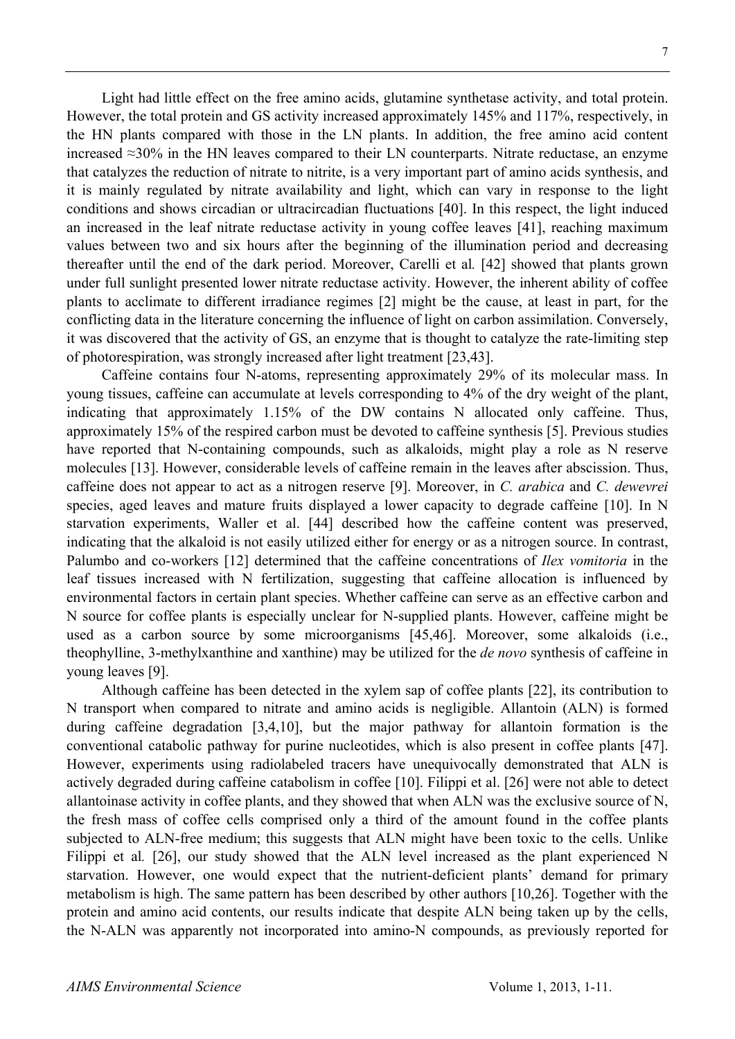Light had little effect on the free amino acids, glutamine synthetase activity, and total protein. However, the total protein and GS activity increased approximately 145% and 117%, respectively, in the HN plants compared with those in the LN plants. In addition, the free amino acid content increased ≈30% in the HN leaves compared to their LN counterparts. Nitrate reductase, an enzyme that catalyzes the reduction of nitrate to nitrite, is a very important part of amino acids synthesis, and it is mainly regulated by nitrate availability and light, which can vary in response to the light conditions and shows circadian or ultracircadian fluctuations [40]. In this respect, the light induced an increased in the leaf nitrate reductase activity in young coffee leaves [41], reaching maximum values between two and six hours after the beginning of the illumination period and decreasing thereafter until the end of the dark period. Moreover, Carelli et al*.* [42] showed that plants grown under full sunlight presented lower nitrate reductase activity. However, the inherent ability of coffee plants to acclimate to different irradiance regimes [2] might be the cause, at least in part, for the conflicting data in the literature concerning the influence of light on carbon assimilation. Conversely, it was discovered that the activity of GS, an enzyme that is thought to catalyze the rate-limiting step of photorespiration, was strongly increased after light treatment [23,43].

Caffeine contains four N-atoms, representing approximately 29% of its molecular mass. In young tissues, caffeine can accumulate at levels corresponding to 4% of the dry weight of the plant, indicating that approximately 1.15% of the DW contains N allocated only caffeine. Thus, approximately 15% of the respired carbon must be devoted to caffeine synthesis [5]. Previous studies have reported that N-containing compounds, such as alkaloids, might play a role as N reserve molecules [13]. However, considerable levels of caffeine remain in the leaves after abscission. Thus, caffeine does not appear to act as a nitrogen reserve [9]. Moreover, in *C. arabica* and *C. dewevrei* species, aged leaves and mature fruits displayed a lower capacity to degrade caffeine [10]. In N starvation experiments, Waller et al. [44] described how the caffeine content was preserved, indicating that the alkaloid is not easily utilized either for energy or as a nitrogen source. In contrast, Palumbo and co-workers [12] determined that the caffeine concentrations of *Ilex vomitoria* in the leaf tissues increased with N fertilization, suggesting that caffeine allocation is influenced by environmental factors in certain plant species. Whether caffeine can serve as an effective carbon and N source for coffee plants is especially unclear for N-supplied plants. However, caffeine might be used as a carbon source by some microorganisms [45,46]. Moreover, some alkaloids (i.e., theophylline, 3-methylxanthine and xanthine) may be utilized for the *de novo* synthesis of caffeine in young leaves [9].

Although caffeine has been detected in the xylem sap of coffee plants [22], its contribution to N transport when compared to nitrate and amino acids is negligible. Allantoin (ALN) is formed during caffeine degradation [3,4,10], but the major pathway for allantoin formation is the conventional catabolic pathway for purine nucleotides, which is also present in coffee plants [47]. However, experiments using radiolabeled tracers have unequivocally demonstrated that ALN is actively degraded during caffeine catabolism in coffee [10]. Filippi et al. [26] were not able to detect allantoinase activity in coffee plants, and they showed that when ALN was the exclusive source of N, the fresh mass of coffee cells comprised only a third of the amount found in the coffee plants subjected to ALN-free medium; this suggests that ALN might have been toxic to the cells. Unlike Filippi et al*.* [26], our study showed that the ALN level increased as the plant experienced N starvation. However, one would expect that the nutrient-deficient plants' demand for primary metabolism is high. The same pattern has been described by other authors [10,26]. Together with the protein and amino acid contents, our results indicate that despite ALN being taken up by the cells, the N-ALN was apparently not incorporated into amino-N compounds, as previously reported for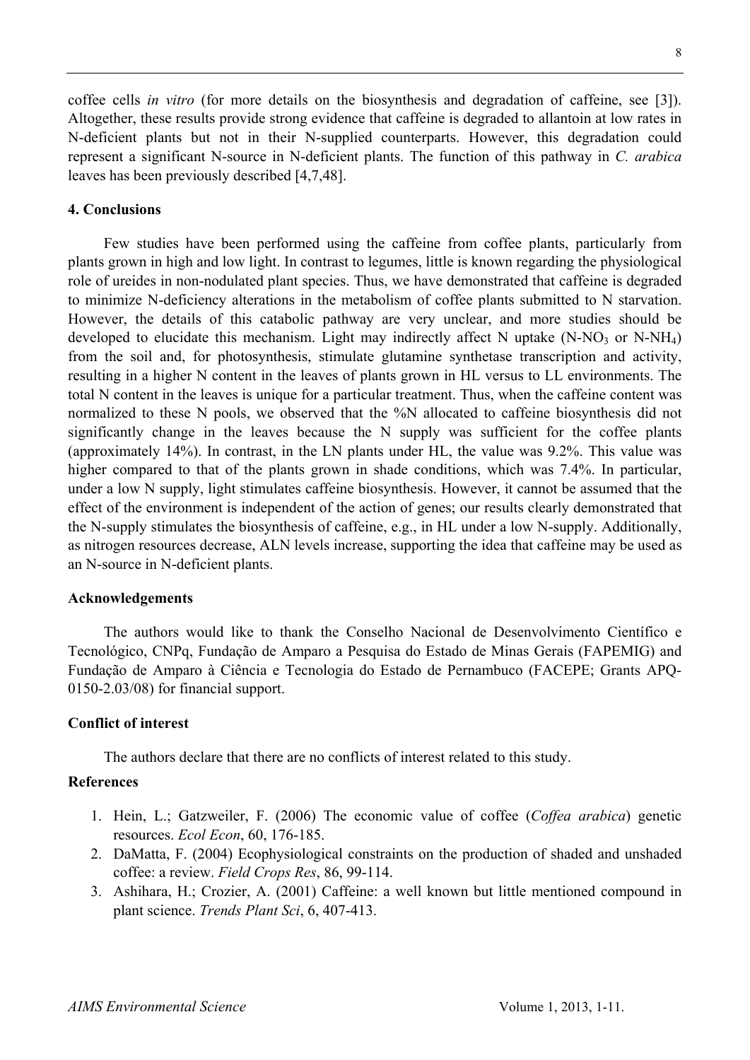coffee cells *in vitro* (for more details on the biosynthesis and degradation of caffeine, see [3]). Altogether, these results provide strong evidence that caffeine is degraded to allantoin at low rates in N-deficient plants but not in their N-supplied counterparts. However, this degradation could represent a significant N-source in N-deficient plants. The function of this pathway in *C. arabica* leaves has been previously described [4,7,48].

## 4. Conclusions

Few studies have been performed using the caffeine from coffee plants, particularly from plants grown in high and low light. In contrast to legumes, little is known regarding the physiological role of ureides in non-nodulated plant species. Thus, we have demonstrated that caffeine is degraded to minimize N-deficiency alterations in the metabolism of coffee plants submitted to N starvation. However, the details of this catabolic pathway are very unclear, and more studies should be developed to elucidate this mechanism. Light may indirectly affect N uptake ($N\text{-}NO_3$ or $N\text{-}NH_4$) from the soil and, for photosynthesis, stimulate glutamine synthetase transcription and activity, resulting in a higher N content in the leaves of plants grown in HL versus to LL environments. The total N content in the leaves is unique for a particular treatment. Thus, when the caffeine content was normalized to these N pools, we observed that the %N allocated to caffeine biosynthesis did not significantly change in the leaves because the N supply was sufficient for the coffee plants (approximately 14%). In contrast, in the LN plants under HL, the value was 9.2%. This value was higher compared to that of the plants grown in shade conditions, which was 7.4%. In particular, under a low N supply, light stimulates caffeine biosynthesis. However, it cannot be assumed that the effect of the environment is independent of the action of genes; our results clearly demonstrated that the N-supply stimulates the biosynthesis of caffeine, e.g., in HL under a low N-supply. Additionally, as nitrogen resources decrease, ALN levels increase, supporting the idea that caffeine may be used as an N-source in N-deficient plants.

## Acknowledgements

The authors would like to thank the Conselho Nacional de Desenvolvimento Científico e Tecnológico, CNPq, Fundação de Amparo a Pesquisa do Estado de Minas Gerais (FAPEMIG) and Fundação de Amparo à Ciência e Tecnologia do Estado de Pernambuco (FACEPE; Grants APQ-0150-2.03/08) for financial support.

## Conflict of interest

The authors declare that there are no conflicts of interest related to this study.

## References

1. Hein, L.; Gatzweiler, F. (2006) The economic value of coffee (*Coffea arabica*) genetic resources. *Ecol Econ*, 60, 176-185.
2. DaMatta, F. (2004) Ecophysiological constraints on the production of shaded and unshaded coffee: a review. *Field Crops Res*, 86, 99-114.
3. Ashihara, H.; Crozier, A. (2001) Caffeine: a well known but little mentioned compound in plant science. *Trends Plant Sci*, 6, 407-413.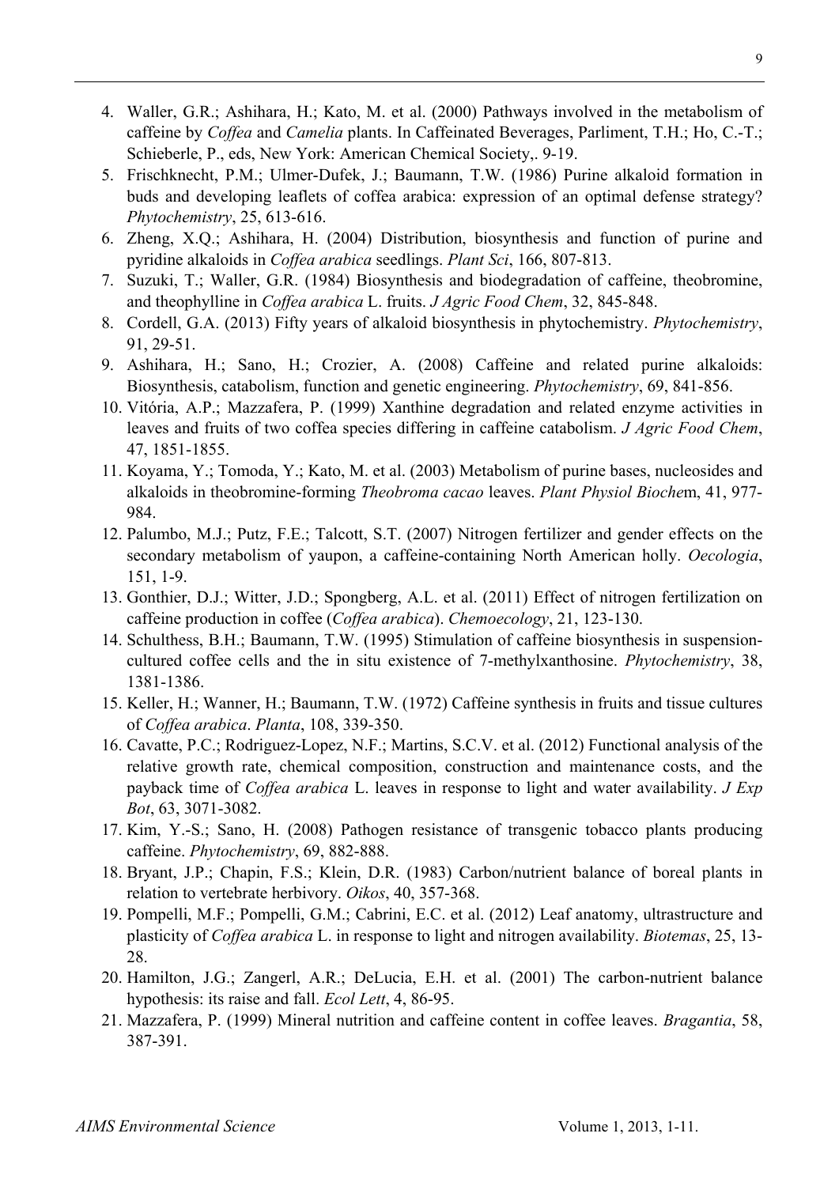4. Waller, G.R.; Ashihara, H.; Kato, M. et al. (2000) Pathways involved in the metabolism of caffeine by *Coffea* and *Camelia* plants. In Caffeinated Beverages, Parliment, T.H.; Ho, C.-T.; Schieberle, P., eds, New York: American Chemical Society,. 9-19.
5. Frischknecht, P.M.; Ulmer-Dufek, J.; Baumann, T.W. (1986) Purine alkaloid formation in buds and developing leaflets of coffea arabica: expression of an optimal defense strategy? *Phytochemistry*, 25, 613-616.
6. Zheng, X.Q.; Ashihara, H. (2004) Distribution, biosynthesis and function of purine and pyridine alkaloids in *Coffea arabica* seedlings. *Plant Sci*, 166, 807-813.
7. Suzuki, T.; Waller, G.R. (1984) Biosynthesis and biodegradation of caffeine, theobromine, and theophylline in *Coffea arabica* L. fruits. *J Agric Food Chem*, 32, 845-848.
8. Cordell, G.A. (2013) Fifty years of alkaloid biosynthesis in phytochemistry. *Phytochemistry*, 91, 29-51.
9. Ashihara, H.; Sano, H.; Crozier, A. (2008) Caffeine and related purine alkaloids: Biosynthesis, catabolism, function and genetic engineering. *Phytochemistry*, 69, 841-856.
10. Vitória, A.P.; Mazzafera, P. (1999) Xanthine degradation and related enzyme activities in leaves and fruits of two coffea species differing in caffeine catabolism. *J Agric Food Chem*, 47, 1851-1855.
11. Koyama, Y.; Tomoda, Y.; Kato, M. et al. (2003) Metabolism of purine bases, nucleosides and alkaloids in theobromine-forming *Theobroma cacao* leaves. *Plant Physiol Bioche*m, 41, 977-984.
12. Palumbo, M.J.; Putz, F.E.; Talcott, S.T. (2007) Nitrogen fertilizer and gender effects on the secondary metabolism of yaupon, a caffeine-containing North American holly. *Oecologia*, 151, 1-9.
13. Gonthier, D.J.; Witter, J.D.; Spongberg, A.L. et al. (2011) Effect of nitrogen fertilization on caffeine production in coffee (*Coffea arabica*). *Chemoecology*, 21, 123-130.
14. Schulthess, B.H.; Baumann, T.W. (1995) Stimulation of caffeine biosynthesis in suspension-cultured coffee cells and the in situ existence of 7-methylxanthosine. *Phytochemistry*, 38, 1381-1386.
15. Keller, H.; Wanner, H.; Baumann, T.W. (1972) Caffeine synthesis in fruits and tissue cultures of *Coffea arabica*. *Planta*, 108, 339-350.
16. Cavatte, P.C.; Rodriguez-Lopez, N.F.; Martins, S.C.V. et al. (2012) Functional analysis of the relative growth rate, chemical composition, construction and maintenance costs, and the payback time of *Coffea arabica* L. leaves in response to light and water availability. *J Exp Bot*, 63, 3071-3082.
17. Kim, Y.-S.; Sano, H. (2008) Pathogen resistance of transgenic tobacco plants producing caffeine. *Phytochemistry*, 69, 882-888.
18. Bryant, J.P.; Chapin, F.S.; Klein, D.R. (1983) Carbon/nutrient balance of boreal plants in relation to vertebrate herbivory. *Oikos*, 40, 357-368.
19. Pompelli, M.F.; Pompelli, G.M.; Cabrini, E.C. et al. (2012) Leaf anatomy, ultrastructure and plasticity of *Coffea arabica* L. in response to light and nitrogen availability. *Biotemas*, 25, 13-28.
20. Hamilton, J.G.; Zangerl, A.R.; DeLucia, E.H. et al. (2001) The carbon-nutrient balance hypothesis: its raise and fall. *Ecol Lett*, 4, 86-95.
21. Mazzafera, P. (1999) Mineral nutrition and caffeine content in coffee leaves. *Bragantia*, 58, 387-391.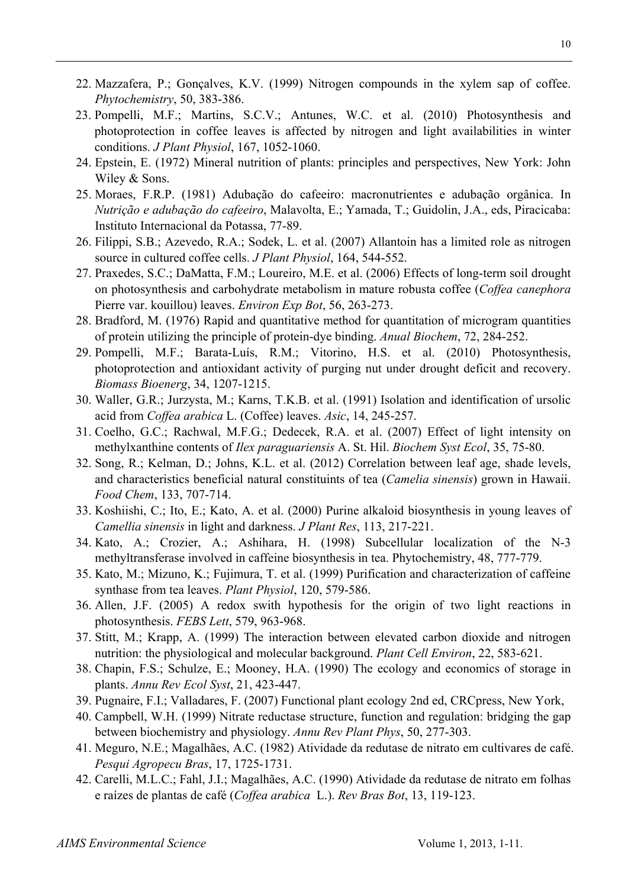22. Mazzafera, P.; Gonçalves, K.V. (1999) Nitrogen compounds in the xylem sap of coffee. *Phytochemistry*, 50, 383-386.
23. Pompelli, M.F.; Martins, S.C.V.; Antunes, W.C. et al. (2010) Photosynthesis and photoprotection in coffee leaves is affected by nitrogen and light availabilities in winter conditions. *J Plant Physiol*, 167, 1052-1060.
24. Epstein, E. (1972) Mineral nutrition of plants: principles and perspectives, New York: John Wiley & Sons.
25. Moraes, F.R.P. (1981) Adubação do cafeeiro: macronutrientes e adubação orgânica. In *Nutrição e adubação do cafeeiro*, Malavolta, E.; Yamada, T.; Guidolin, J.A., eds, Piracicaba: Instituto Internacional da Potassa, 77-89.
26. Filippi, S.B.; Azevedo, R.A.; Sodek, L. et al. (2007) Allantoin has a limited role as nitrogen source in cultured coffee cells. *J Plant Physiol*, 164, 544-552.
27. Praxedes, S.C.; DaMatta, F.M.; Loureiro, M.E. et al. (2006) Effects of long-term soil drought on photosynthesis and carbohydrate metabolism in mature robusta coffee (*Coffea canephora* Pierre var. kouillou) leaves. *Environ Exp Bot*, 56, 263-273.
28. Bradford, M. (1976) Rapid and quantitative method for quantitation of microgram quantities of protein utilizing the principle of protein-dye binding. *Anual Biochem*, 72, 284-252.
29. Pompelli, M.F.; Barata-Luís, R.M.; Vitorino, H.S. et al. (2010) Photosynthesis, photoprotection and antioxidant activity of purging nut under drought deficit and recovery. *Biomass Bioenerg*, 34, 1207-1215.
30. Waller, G.R.; Jurzysta, M.; Karns, T.K.B. et al. (1991) Isolation and identification of ursolic acid from *Coffea arabica* L. (Coffee) leaves. *Asic*, 14, 245-257.
31. Coelho, G.C.; Rachwal, M.F.G.; Dedecek, R.A. et al. (2007) Effect of light intensity on methylxanthine contents of *Ilex paraguariensis* A. St. Hil. *Biochem Syst Ecol*, 35, 75-80.
32. Song, R.; Kelman, D.; Johns, K.L. et al. (2012) Correlation between leaf age, shade levels, and characteristics beneficial natural constituints of tea (*Camelia sinensis*) grown in Hawaii. *Food Chem*, 133, 707-714.
33. Koshiishi, C.; Ito, E.; Kato, A. et al. (2000) Purine alkaloid biosynthesis in young leaves of *Camellia sinensis* in light and darkness. *J Plant Res*, 113, 217-221.
34. Kato, A.; Crozier, A.; Ashihara, H. (1998) Subcellular localization of the N-3 methyltransferase involved in caffeine biosynthesis in tea. Phytochemistry, 48, 777-779.
35. Kato, M.; Mizuno, K.; Fujimura, T. et al. (1999) Purification and characterization of caffeine synthase from tea leaves. *Plant Physiol*, 120, 579-586.
36. Allen, J.F. (2005) A redox swith hypothesis for the origin of two light reactions in photosynthesis. *FEBS Lett*, 579, 963-968.
37. Stitt, M.; Krapp, A. (1999) The interaction between elevated carbon dioxide and nitrogen nutrition: the physiological and molecular background. *Plant Cell Environ*, 22, 583-621.
38. Chapin, F.S.; Schulze, E.; Mooney, H.A. (1990) The ecology and economics of storage in plants. *Annu Rev Ecol Syst*, 21, 423-447.
39. Pugnaire, F.I.; Valladares, F. (2007) Functional plant ecology 2nd ed, CRCpress, New York,
40. Campbell, W.H. (1999) Nitrate reductase structure, function and regulation: bridging the gap between biochemistry and physiology. *Annu Rev Plant Phys*, 50, 277-303.
41. Meguro, N.E.; Magalhães, A.C. (1982) Atividade da redutase de nitrato em cultivares de café. *Pesqui Agropecu Bras*, 17, 1725-1731.
42. Carelli, M.L.C.; Fahl, J.I.; Magalhães, A.C. (1990) Atividade da redutase de nitrato em folhas e raízes de plantas de café (*Coffea arabica* L.). *Rev Bras Bot*, 13, 119-123.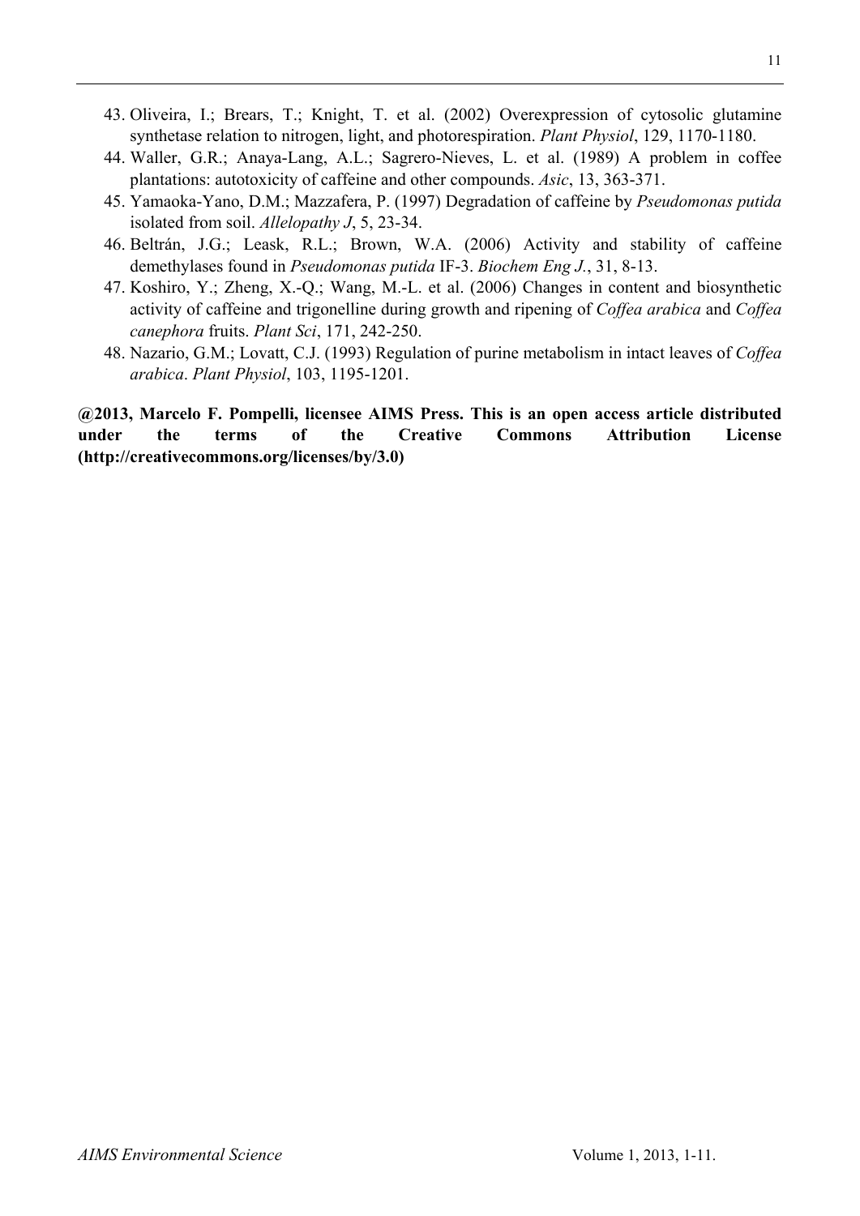43. Oliveira, I.; Brears, T.; Knight, T. et al. (2002) Overexpression of cytosolic glutamine synthetase relation to nitrogen, light, and photorespiration. *Plant Physiol*, 129, 1170-1180.
44. Waller, G.R.; Anaya-Lang, A.L.; Sagrero-Nieves, L. et al. (1989) A problem in coffee plantations: autotoxicity of caffeine and other compounds. *Asic*, 13, 363-371.
45. Yamaoka-Yano, D.M.; Mazzafera, P. (1997) Degradation of caffeine by *Pseudomonas putida* isolated from soil. *Allelopathy J*, 5, 23-34.
46. Beltrán, J.G.; Leask, R.L.; Brown, W.A. (2006) Activity and stability of caffeine demethylases found in *Pseudomonas putida* IF-3. *Biochem Eng J.*, 31, 8-13.
47. Koshiro, Y.; Zheng, X.-Q.; Wang, M.-L. et al. (2006) Changes in content and biosynthetic activity of caffeine and trigonelline during growth and ripening of *Coffea arabica* and *Coffea canephora* fruits. *Plant Sci*, 171, 242-250.
48. Nazario, G.M.; Lovatt, C.J. (1993) Regulation of purine metabolism in intact leaves of *Coffea arabica*. *Plant Physiol*, 103, 1195-1201.

**@2013, Marcelo F. Pompelli, licensee AIMS Press. This is an open access article distributed under the terms of the Creative Commons Attribution License (http://creativecommons.org/licenses/by/3.0)**